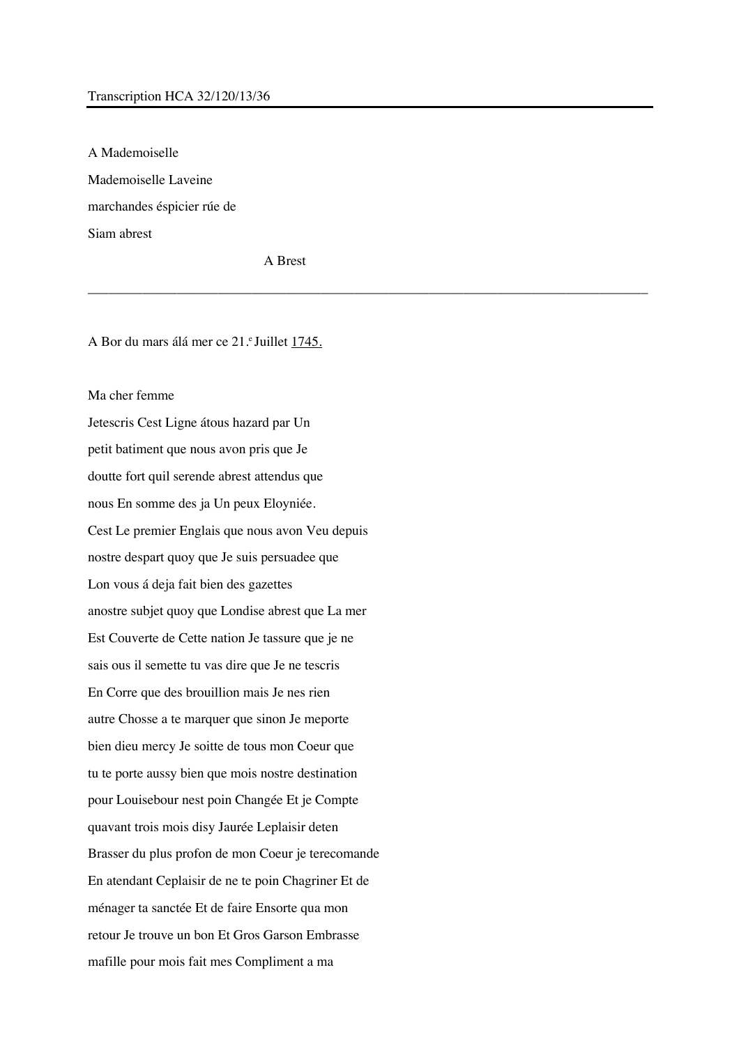Transcription HCA 32/120/13/36

A Mademoiselle

Mademoiselle Laveine

marchandes éspicier rúe de

Siam abrest

A Brest

---

A Bor du mars álá mer ce 21.[e] Juillet 1745.

Ma cher femme

Jetescris Cest Ligne átous hazard par Un

petit batiment que nous avon pris que Je

doutte fort quil serende abrest attendus que

nous En somme des ja Un peux Eloyniée.

Cest Le premier Englais que nous avon Veu depuis

nostre despart quoy que Je suis persuadee que

Lon vous á deja fait bien des gazettes

anostre subjet quoy que Londise abrest que La mer

Est Couverte de Cette nation Je tassure que je ne

sais ous il semette tu vas dire que Je ne tescris

En Corre que des brouillion mais Je nes rien

autre Chosse a te marquer que sinon Je meporte

bien dieu mercy Je soitte de tous mon Coeur que

tu te porte aussy bien que mois nostre destination

pour Louisebour nest poin Changée Et je Compte

quavant trois mois disy Jaurée Leplaisir deten

Brasser du plus profon de mon Coeur je terecomande

En atendant Ceplaisir de ne te poin Chagriner Et de

ménager ta sanctée Et de faire Ensorte qua mon

retour Je trouve un bon Et Gros Garson Embrasse

mafille pour mois fait mes Compliment a ma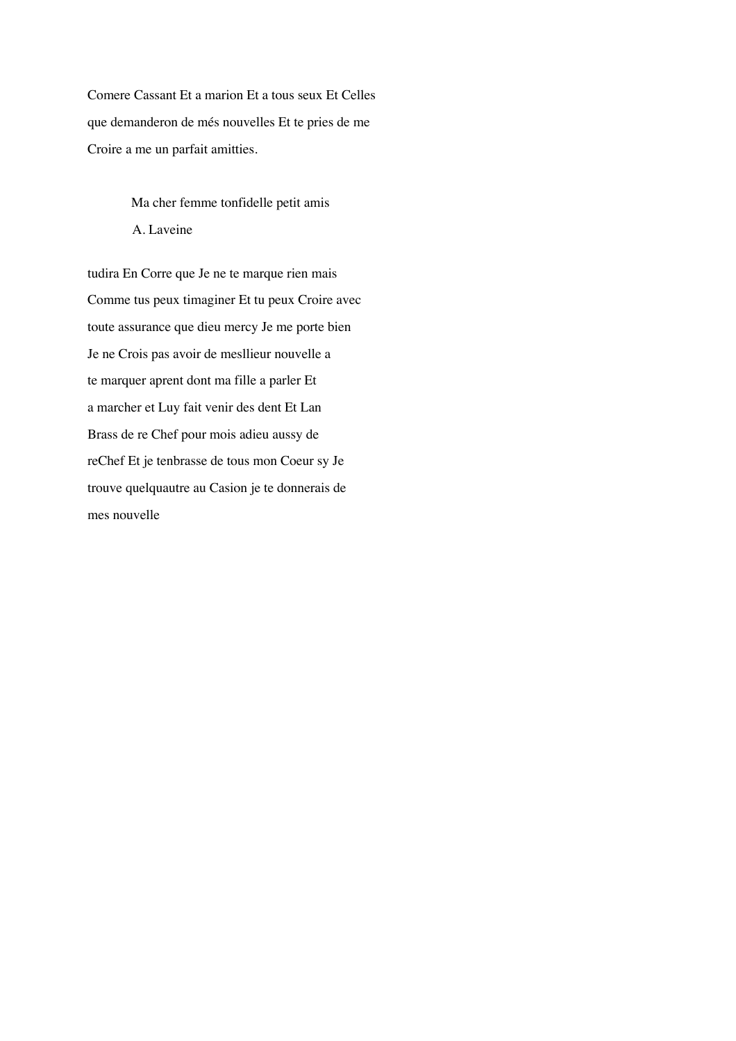Comere Cassant Et a marion Et a tous seux Et Celles
que demanderon de més nouvelles Et te pries de me
Croire a me un parfait amitties.

Ma cher femme tonfidelle petit amis
A. Laveine

tudira En Corre que Je ne te marque rien mais
Comme tus peux timaginer Et tu peux Croire avec
toute assurance que dieu mercy Je me porte bien
Je ne Crois pas avoir de mesllieur nouvelle a
te marquer aprent dont ma fille a parler Et
a marcher et Luy fait venir des dent Et Lan
Brass de re Chef pour mois adieu aussy de
reChef Et je tenbrasse de tous mon Coeur sy Je
trouve quelquautre au Casion je te donnerais de
mes nouvelle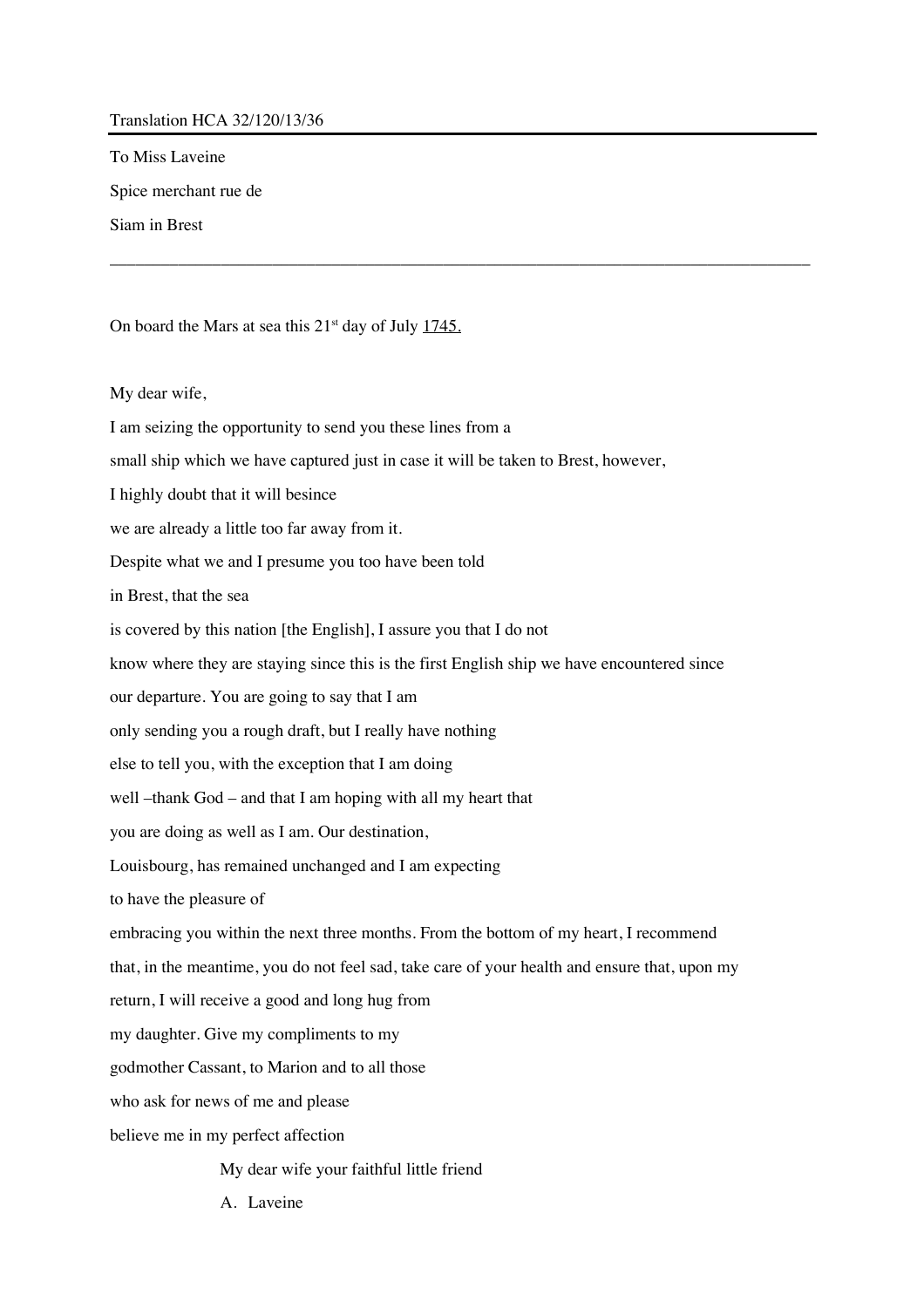Translation HCA 32/120/13/36

---

To Miss Laveine

Spice merchant rue de

Siam in Brest

---

On board the Mars at sea this 21st day of July 1745.

My dear wife,

I am seizing the opportunity to send you these lines from a small ship which we have captured just in case it will be taken to Brest, however, I highly doubt that it will besince we are already a little too far away from it. Despite what we and I presume you too have been told in Brest, that the sea is covered by this nation [the English], I assure you that I do not know where they are staying since this is the first English ship we have encountered since our departure. You are going to say that I am only sending you a rough draft, but I really have nothing else to tell you, with the exception that I am doing well –thank God – and that I am hoping with all my heart that you are doing as well as I am. Our destination, Louisbourg, has remained unchanged and I am expecting to have the pleasure of embracing you within the next three months. From the bottom of my heart, I recommend that, in the meantime, you do not feel sad, take care of your health and ensure that, upon my return, I will receive a good and long hug from my daughter. Give my compliments to my godmother Cassant, to Marion and to all those who ask for news of me and please believe me in my perfect affection

My dear wife your faithful little friend

A. Laveine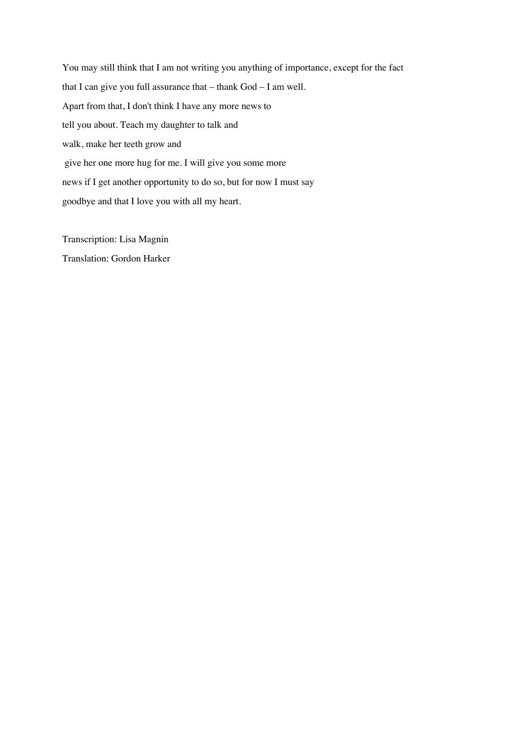You may still think that I am not writing you anything of importance, except for the fact that I can give you full assurance that – thank God – I am well. Apart from that, I don't think I have any more news to tell you about. Teach my daughter to talk and walk, make her teeth grow and give her one more hug for me. I will give you some more news if I get another opportunity to do so, but for now I must say goodbye and that I love you with all my heart.

Transcription: Lisa Magnin

Translation: Gordon Harker